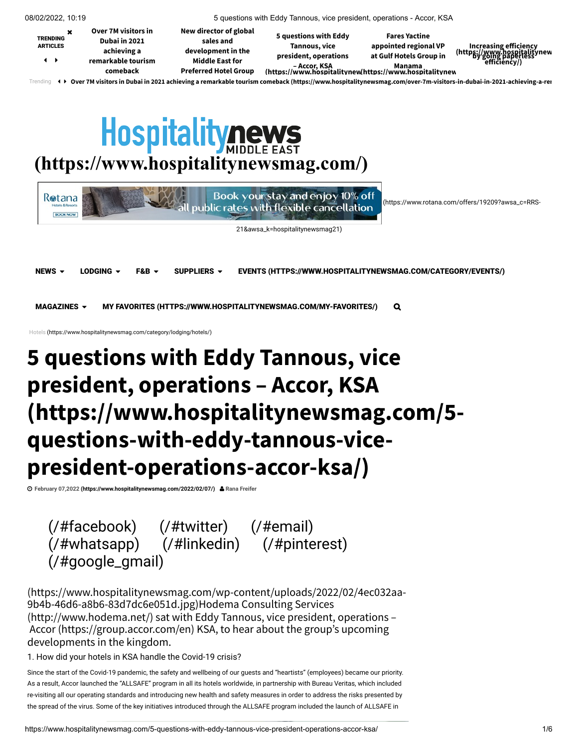TRENDING ARTICLES

Over 7M visitors in Dubai in 2021 achieving a remarkable tourism comeback

New director of global sales and development in the Middle East for Preferred Hotel Group

5 questions with Eddy Tannous, vice president, operations – Accor, KSA

Fares Yactine appointed regional VP at Gulf Hotels Group in Manama

Increasing efficiency by going paperless

Trending Over 7M visitors in Dubai in 2021 achieving a remarkable tourism comeback (https://www.hospitalitynewsmag.com/over-7m-visitors-in-dubai-in-2021-achieving-a-re

**(https://www.hospitalitynewsmag.com/)**

(https://www.rotana.com/offers/19209?awsa_c=RRS-21&awsa_k=hospitalitynewsmag21)

**NEWS** **LODGING** **F&B** **SUPPLIERS** **EVENTS (HTTPS://WWW.HOSPITALITYNEWSMAG.COM/CATEGORY/EVENTS/)**

**MAGAZINES** **MY FAVORITES (HTTPS://WWW.HOSPITALITYNEWSMAG.COM/MY-FAVORITES/)**

Hotels (https://www.hospitalitynewsmag.com/category/lodging/hotels/)

# 5 questions with Eddy Tannous, vice president, operations – Accor, KSA (https://www.hospitalitynewsmag.com/5-questions-with-eddy-tannous-vice-president-operations-accor-ksa/)

February 07,2022 (https://www.hospitalitynewsmag.com/2022/02/07/) Rana Freifer

(/#facebook) (/#twitter) (/#email) (/#whatsapp) (/#linkedin) (/#pinterest) (/#google_gmail)

(https://www.hospitalitynewsmag.com/wp-content/uploads/2022/02/4ec032aa-9b4b-46d6-a8b6-83d7dc6e051d.jpg)Hodema Consulting Services (http://www.hodema.net/) sat with Eddy Tannous, vice president, operations – Accor (https://group.accor.com/en) KSA, to hear about the group's upcoming developments in the kingdom.

1. How did your hotels in KSA handle the Covid-19 crisis?

Since the start of the Covid-19 pandemic, the safety and wellbeing of our guests and "heartists" (employees) became our priority. As a result, Accor launched the "ALLSAFE" program in all its hotels worldwide, in partnership with Bureau Veritas, which included re-visiting all our operating standards and introducing new health and safety measures in order to address the risks presented by the spread of the virus. Some of the key initiatives introduced through the ALLSAFE program included the launch of ALLSAFE in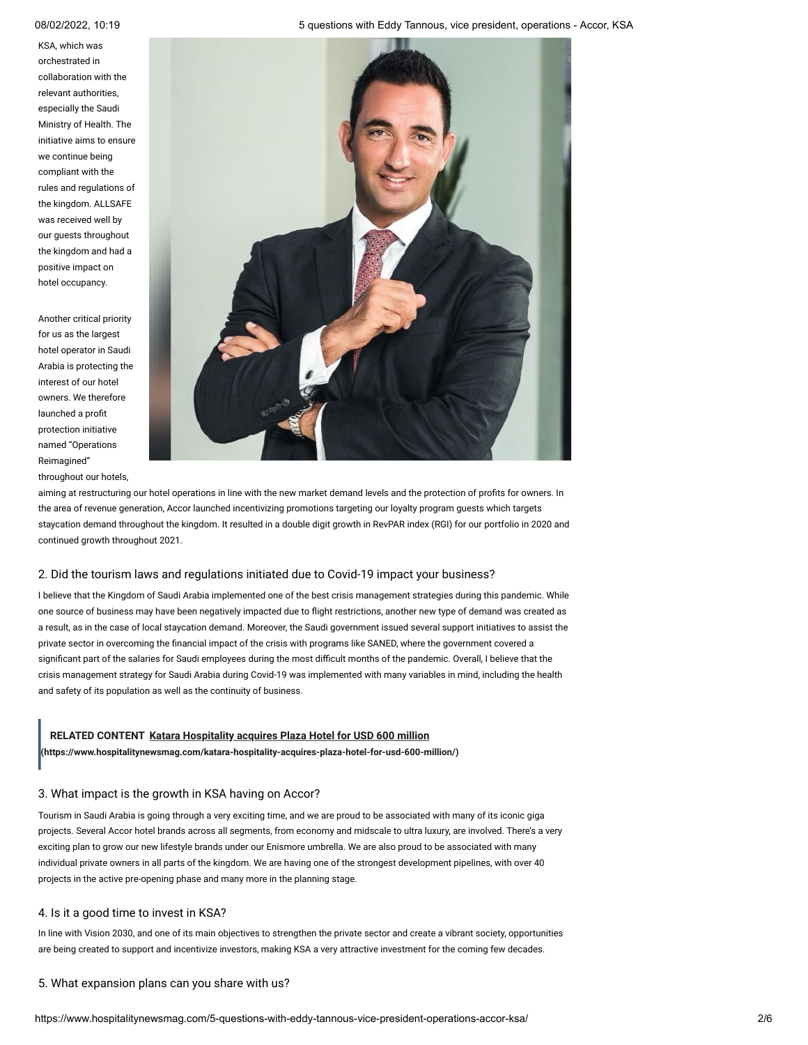KSA, which was orchestrated in collaboration with the relevant authorities, especially the Saudi Ministry of Health. The initiative aims to ensure we continue being compliant with the rules and regulations of the kingdom. ALLSAFE was received well by our guests throughout the kingdom and had a positive impact on hotel occupancy.

Another critical priority for us as the largest hotel operator in Saudi Arabia is protecting the interest of our hotel owners. We therefore launched a profit protection initiative named "Operations Reimagined" throughout our hotels, aiming at restructuring our hotel operations in line with the new market demand levels and the protection of profits for owners. In the area of revenue generation, Accor launched incentivizing promotions targeting our loyalty program guests which targets staycation demand throughout the kingdom. It resulted in a double digit growth in RevPAR index (RGI) for our portfolio in 2020 and continued growth throughout 2021.

## 2. Did the tourism laws and regulations initiated due to Covid-19 impact your business?

I believe that the Kingdom of Saudi Arabia implemented one of the best crisis management strategies during this pandemic. While one source of business may have been negatively impacted due to flight restrictions, another new type of demand was created as a result, as in the case of local staycation demand. Moreover, the Saudi government issued several support initiatives to assist the private sector in overcoming the financial impact of the crisis with programs like SANED, where the government covered a significant part of the salaries for Saudi employees during the most difficult months of the pandemic. Overall, I believe that the crisis management strategy for Saudi Arabia during Covid-19 was implemented with many variables in mind, including the health and safety of its population as well as the continuity of business.

> **RELATED CONTENT** **Katara Hospitality acquires Plaza Hotel for USD 600 million**
> **(https://www.hospitalitynewsmag.com/katara-hospitality-acquires-plaza-hotel-for-usd-600-million/)**

## 3. What impact is the growth in KSA having on Accor?

Tourism in Saudi Arabia is going through a very exciting time, and we are proud to be associated with many of its iconic giga projects. Several Accor hotel brands across all segments, from economy and midscale to ultra luxury, are involved. There's a very exciting plan to grow our new lifestyle brands under our Enismore umbrella. We are also proud to be associated with many individual private owners in all parts of the kingdom. We are having one of the strongest development pipelines, with over 40 projects in the active pre-opening phase and many more in the planning stage.

## 4. Is it a good time to invest in KSA?

In line with Vision 2030, and one of its main objectives to strengthen the private sector and create a vibrant society, opportunities are being created to support and incentivize investors, making KSA a very attractive investment for the coming few decades.

## 5. What expansion plans can you share with us?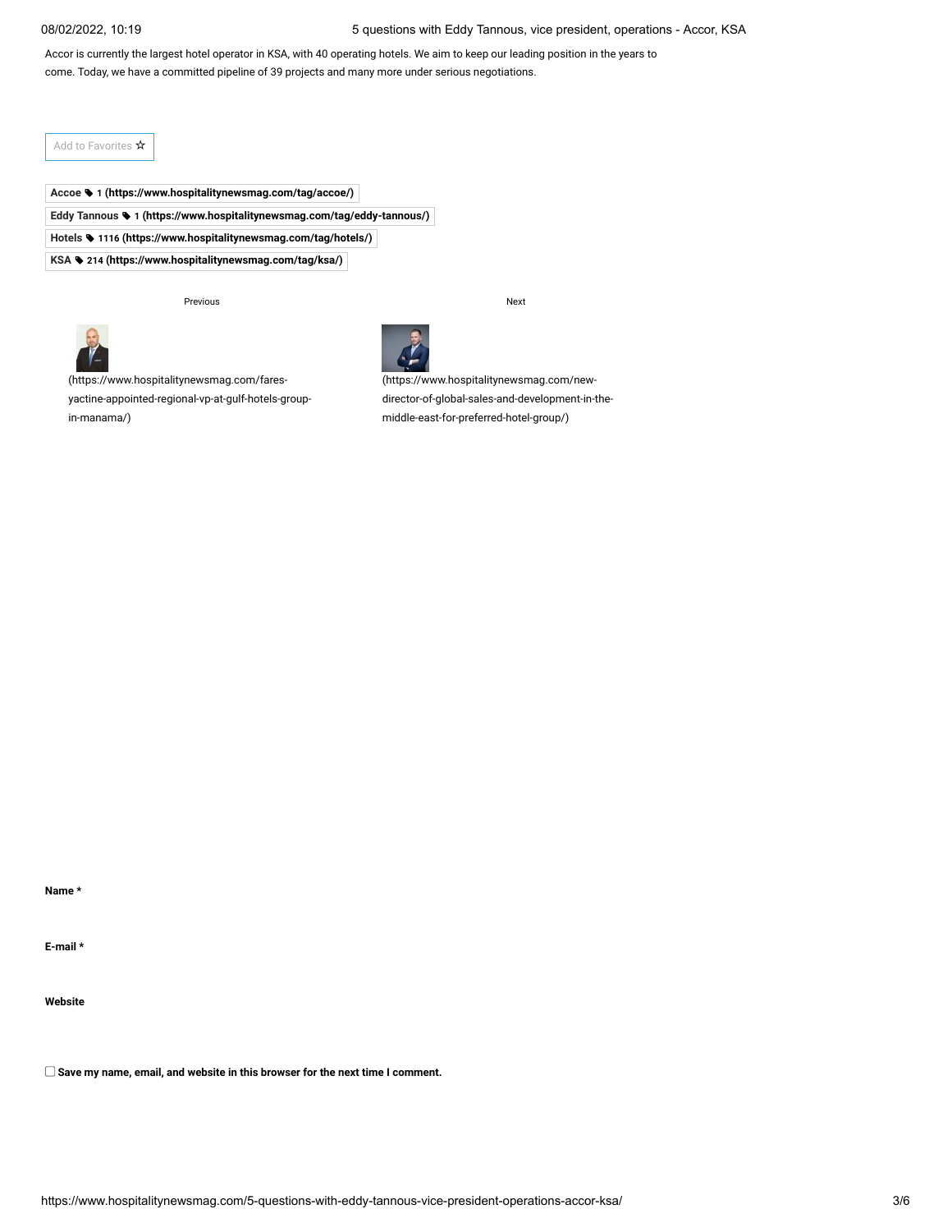Accor is currently the largest hotel operator in KSA, with 40 operating hotels. We aim to keep our leading position in the years to come. Today, we have a committed pipeline of 39 projects and many more under serious negotiations.

Add to Favorites ☆

**Accoe** 1 (https://www.hospitalitynewsmag.com/tag/accoe/)

**Eddy Tannous** 1 (https://www.hospitalitynewsmag.com/tag/eddy-tannous/)

**Hotels** 1116 (https://www.hospitalitynewsmag.com/tag/hotels/)

**KSA** 214 (https://www.hospitalitynewsmag.com/tag/ksa/)

Previous

(https://www.hospitalitynewsmag.com/fares-yactine-appointed-regional-vp-at-gulf-hotels-group-in-manama/)

Next

(https://www.hospitalitynewsmag.com/new-director-of-global-sales-and-development-in-the-middle-east-for-preferred-hotel-group/)

**Name \***

**E-mail \***

**Website**

☐ **Save my name, email, and website in this browser for the next time I comment.**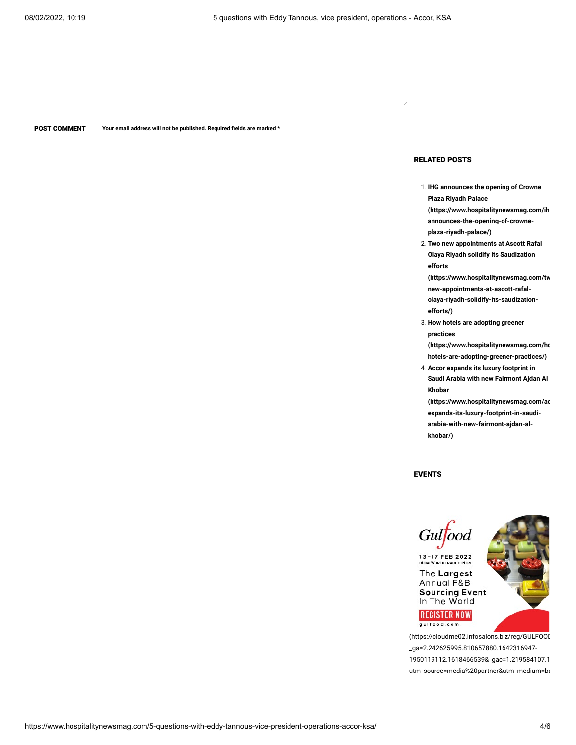**POST COMMENT** **Your email address will not be published. Required fields are marked ***

## RELATED POSTS

1. **IHG announces the opening of Crowne Plaza Riyadh Palace (https://www.hospitalitynewsmag.com/ihg-announces-the-opening-of-crowne-plaza-riyadh-palace/)**
2. **Two new appointments at Ascott Rafal Olaya Riyadh solidify its Saudization efforts (https://www.hospitalitynewsmag.com/two-new-appointments-at-ascott-rafal-olaya-riyadh-solidify-its-saudization-efforts/)**
3. **How hotels are adopting greener practices (https://www.hospitalitynewsmag.com/how-hotels-are-adopting-greener-practices/)**
4. **Accor expands its luxury footprint in Saudi Arabia with new Fairmont Ajdan Al Khobar (https://www.hospitalitynewsmag.com/accor-expands-its-luxury-footprint-in-saudi-arabia-with-new-fairmont-ajdan-al-khobar/)**

## EVENTS

Gulfood
13–17 FEB 2022
DUBAI WORLD TRADE CENTRE
The Largest Annual F&B Sourcing Event In The World
REGISTER NOW
gulfood.com

(https://cloudme02.infosalons.biz/reg/GULFOOD _ga=2.242625995.810657880.1642316947-1950119112.1618466539&_gac=1.219584107.1 utm_source=media%20partner&utm_medium=ba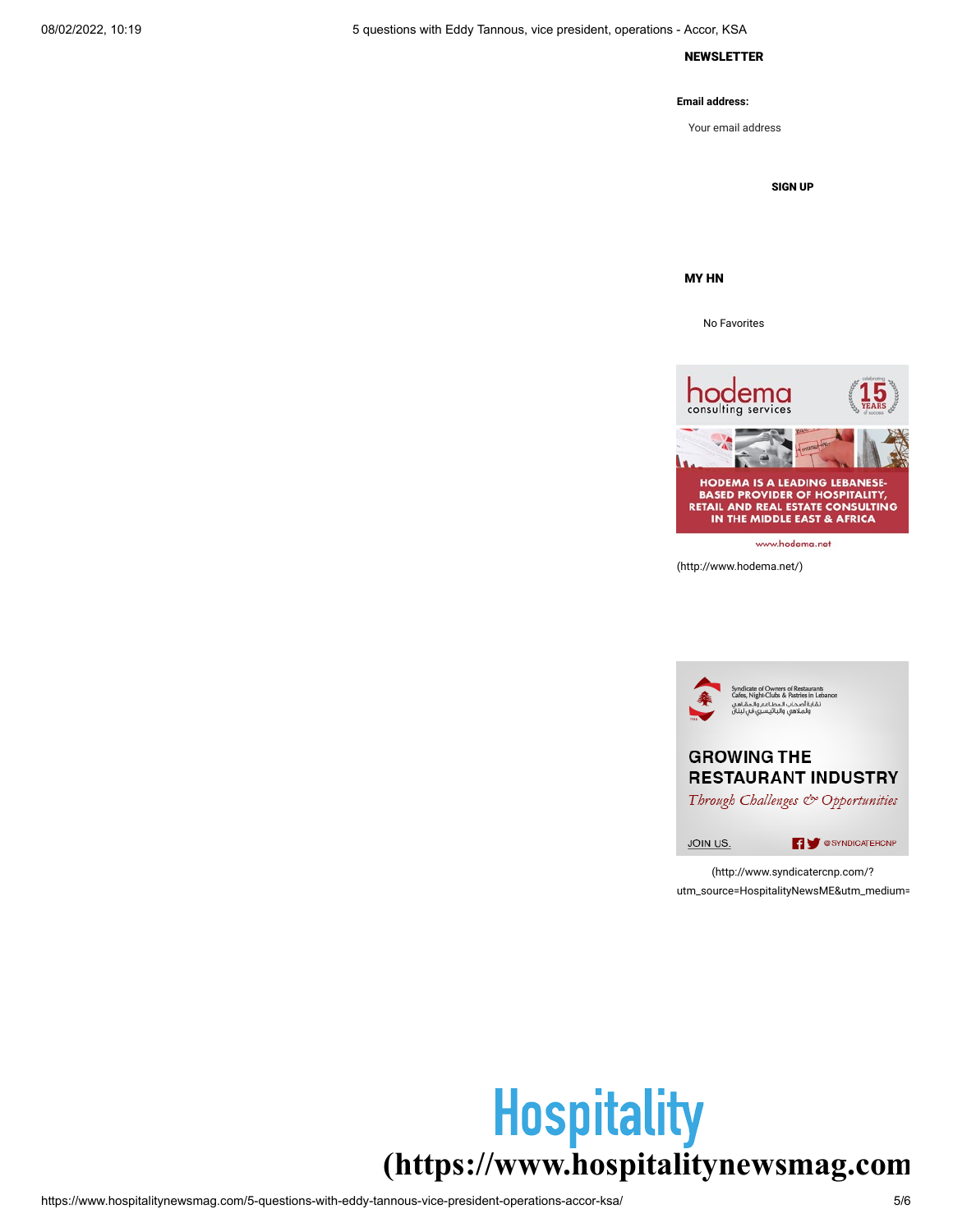**NEWSLETTER**

**Email address:**

Your email address

**SIGN UP**

**MY HN**

No Favorites

(http://www.hodema.net/)

(http://www.syndicatercnp.com/?utm_source=HospitalityNewsME&utm_medium=

# Hospitality (https://www.hospitalitynewsmag.com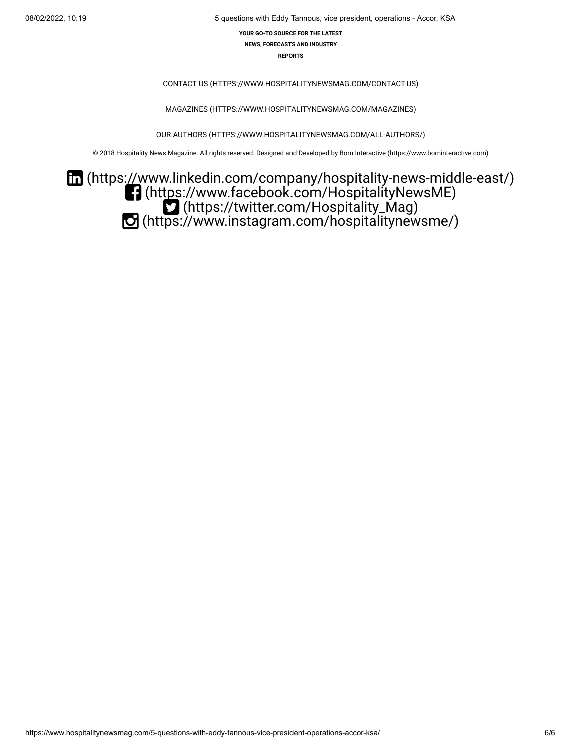**YOUR GO-TO SOURCE FOR THE LATEST NEWS, FORECASTS AND INDUSTRY REPORTS**

CONTACT US (HTTPS://WWW.HOSPITALITYNEWSMAG.COM/CONTACT-US)

MAGAZINES (HTTPS://WWW.HOSPITALITYNEWSMAG.COM/MAGAZINES)

OUR AUTHORS (HTTPS://WWW.HOSPITALITYNEWSMAG.COM/ALL-AUTHORS/)

© 2018 Hospitality News Magazine. All rights reserved. Designed and Developed by Born Interactive (https://www.borninteractive.com)

(https://www.linkedin.com/company/hospitality-news-middle-east/)
(https://www.facebook.com/HospitalityNewsME)
(https://twitter.com/Hospitality_Mag)
(https://www.instagram.com/hospitalitynewsme/)